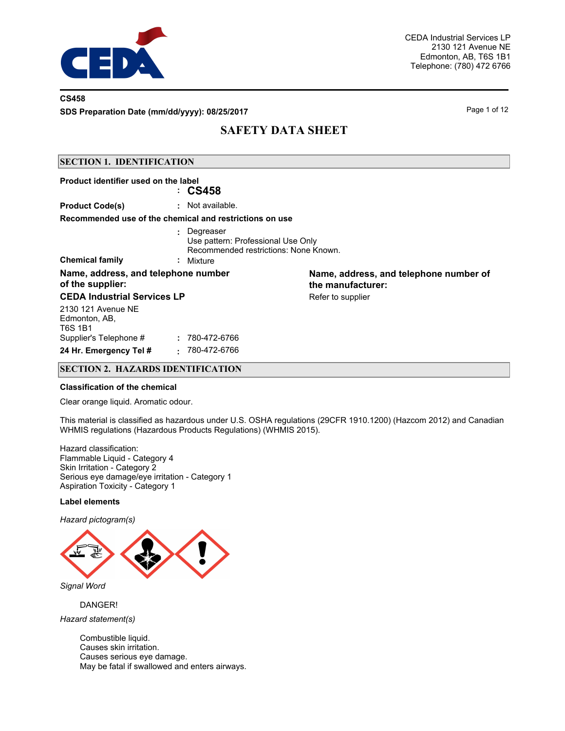CEDA Industrial Services LP
2130 121 Avenue NE
Edmonton, AB, T6S 1B1
Telephone: (780) 472 6766

**CS458**

**SDS Preparation Date (mm/dd/yyyy): 08/25/2017**

# SAFETY DATA SHEET

## SECTION 1. IDENTIFICATION

**Product identifier used on the label** : **CS458**

**Product Code(s)** : Not available.

**Recommended use of the chemical and restrictions on use**

: Degreaser
Use pattern: Professional Use Only
Recommended restrictions: None Known.

**Chemical family** : Mixture

**Name, address, and telephone number of the supplier:**

**CEDA Industrial Services LP**

2130 121 Avenue NE
Edmonton, AB,
T6S 1B1

Supplier's Telephone # : 780-472-6766

**24 Hr. Emergency Tel #** : 780-472-6766

**Name, address, and telephone number of the manufacturer:**

Refer to supplier

## SECTION 2. HAZARDS IDENTIFICATION

**Classification of the chemical**

Clear orange liquid. Aromatic odour.

This material is classified as hazardous under U.S. OSHA regulations (29CFR 1910.1200) (Hazcom 2012) and Canadian WHMIS regulations (Hazardous Products Regulations) (WHMIS 2015).

Hazard classification:
Flammable Liquid - Category 4
Skin Irritation - Category 2
Serious eye damage/eye irritation - Category 1
Aspiration Toxicity - Category 1

**Label elements**

*Hazard pictogram(s)*

*Signal Word*

DANGER!

*Hazard statement(s)*

Combustible liquid.
Causes skin irritation.
Causes serious eye damage.
May be fatal if swallowed and enters airways.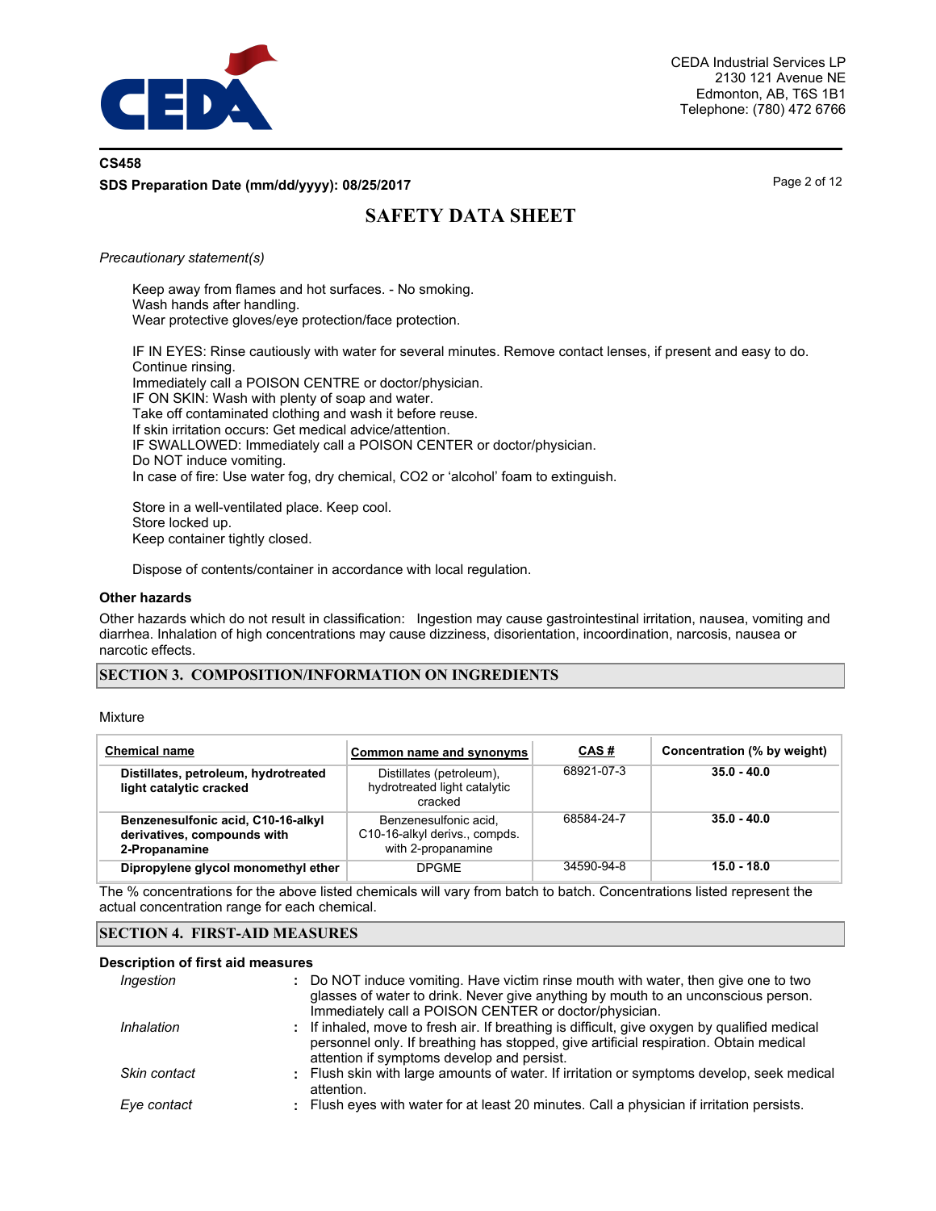*Precautionary statement(s)*

Keep away from flames and hot surfaces. - No smoking.
Wash hands after handling.
Wear protective gloves/eye protection/face protection.

IF IN EYES: Rinse cautiously with water for several minutes. Remove contact lenses, if present and easy to do. Continue rinsing.
Immediately call a POISON CENTRE or doctor/physician.
IF ON SKIN: Wash with plenty of soap and water.
Take off contaminated clothing and wash it before reuse.
If skin irritation occurs: Get medical advice/attention.
IF SWALLOWED: Immediately call a POISON CENTER or doctor/physician.
Do NOT induce vomiting.
In case of fire: Use water fog, dry chemical, CO2 or 'alcohol' foam to extinguish.

Store in a well-ventilated place. Keep cool.
Store locked up.
Keep container tightly closed.

Dispose of contents/container in accordance with local regulation.

### Other hazards

Other hazards which do not result in classification: Ingestion may cause gastrointestinal irritation, nausea, vomiting and diarrhea. Inhalation of high concentrations may cause dizziness, disorientation, incoordination, narcosis, nausea or narcotic effects.

## SECTION 3. COMPOSITION/INFORMATION ON INGREDIENTS

Mixture

| Chemical name | Common name and synonyms | CAS # | Concentration (% by weight) |
|---|---|---|---|
| **Distillates, petroleum, hydrotreated light catalytic cracked** | Distillates (petroleum), hydrotreated light catalytic cracked | 68921-07-3 | **35.0 - 40.0** |
| **Benzenesulfonic acid, C10-16-alkyl derivatives, compounds with 2-Propanamine** | Benzenesulfonic acid, C10-16-alkyl derivs., compds. with 2-propanamine | 68584-24-7 | **35.0 - 40.0** |
| **Dipropylene glycol monomethyl ether** | DPGME | 34590-94-8 | **15.0 - 18.0** |

The % concentrations for the above listed chemicals will vary from batch to batch. Concentrations listed represent the actual concentration range for each chemical.

## SECTION 4. FIRST-AID MEASURES

### Description of first aid measures

*Ingestion* : Do NOT induce vomiting. Have victim rinse mouth with water, then give one to two glasses of water to drink. Never give anything by mouth to an unconscious person. Immediately call a POISON CENTER or doctor/physician.

*Inhalation* : If inhaled, move to fresh air. If breathing is difficult, give oxygen by qualified medical personnel only. If breathing has stopped, give artificial respiration. Obtain medical attention if symptoms develop and persist.

*Skin contact* : Flush skin with large amounts of water. If irritation or symptoms develop, seek medical attention.

*Eye contact* : Flush eyes with water for at least 20 minutes. Call a physician if irritation persists.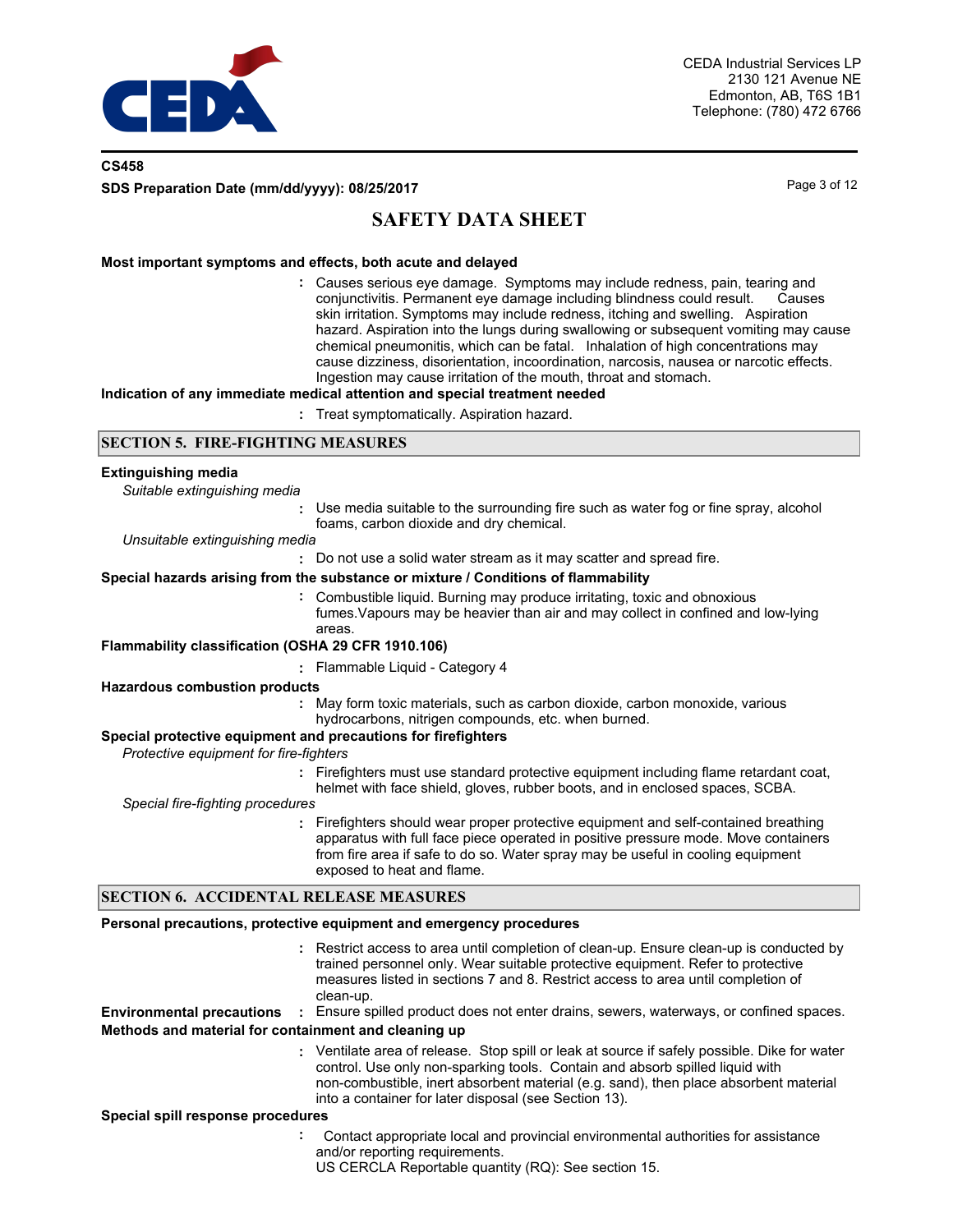**Most important symptoms and effects, both acute and delayed**

: Causes serious eye damage. Symptoms may include redness, pain, tearing and conjunctivitis. Permanent eye damage including blindness could result. Causes skin irritation. Symptoms may include redness, itching and swelling. Aspiration hazard. Aspiration into the lungs during swallowing or subsequent vomiting may cause chemical pneumonitis, which can be fatal. Inhalation of high concentrations may cause dizziness, disorientation, incoordination, narcosis, nausea or narcotic effects. Ingestion may cause irritation of the mouth, throat and stomach.

**Indication of any immediate medical attention and special treatment needed**

: Treat symptomatically. Aspiration hazard.

## SECTION 5. FIRE-FIGHTING MEASURES

**Extinguishing media**

*Suitable extinguishing media*

: Use media suitable to the surrounding fire such as water fog or fine spray, alcohol foams, carbon dioxide and dry chemical.

*Unsuitable extinguishing media*

: Do not use a solid water stream as it may scatter and spread fire.

**Special hazards arising from the substance or mixture / Conditions of flammability**

: Combustible liquid. Burning may produce irritating, toxic and obnoxious fumes.Vapours may be heavier than air and may collect in confined and low-lying areas.

**Flammability classification (OSHA 29 CFR 1910.106)**

: Flammable Liquid - Category 4

**Hazardous combustion products**

: May form toxic materials, such as carbon dioxide, carbon monoxide, various hydrocarbons, nitrigen compounds, etc. when burned.

**Special protective equipment and precautions for firefighters**

*Protective equipment for fire-fighters*

: Firefighters must use standard protective equipment including flame retardant coat, helmet with face shield, gloves, rubber boots, and in enclosed spaces, SCBA.

*Special fire-fighting procedures*

: Firefighters should wear proper protective equipment and self-contained breathing apparatus with full face piece operated in positive pressure mode. Move containers from fire area if safe to do so. Water spray may be useful in cooling equipment exposed to heat and flame.

## SECTION 6. ACCIDENTAL RELEASE MEASURES

**Personal precautions, protective equipment and emergency procedures**

: Restrict access to area until completion of clean-up. Ensure clean-up is conducted by trained personnel only. Wear suitable protective equipment. Refer to protective measures listed in sections 7 and 8. Restrict access to area until completion of clean-up.

**Environmental precautions** : Ensure spilled product does not enter drains, sewers, waterways, or confined spaces.

**Methods and material for containment and cleaning up**

: Ventilate area of release. Stop spill or leak at source if safely possible. Dike for water control. Use only non-sparking tools. Contain and absorb spilled liquid with non-combustible, inert absorbent material (e.g. sand), then place absorbent material into a container for later disposal (see Section 13).

**Special spill response procedures**

: Contact appropriate local and provincial environmental authorities for assistance and/or reporting requirements.
US CERCLA Reportable quantity (RQ): See section 15.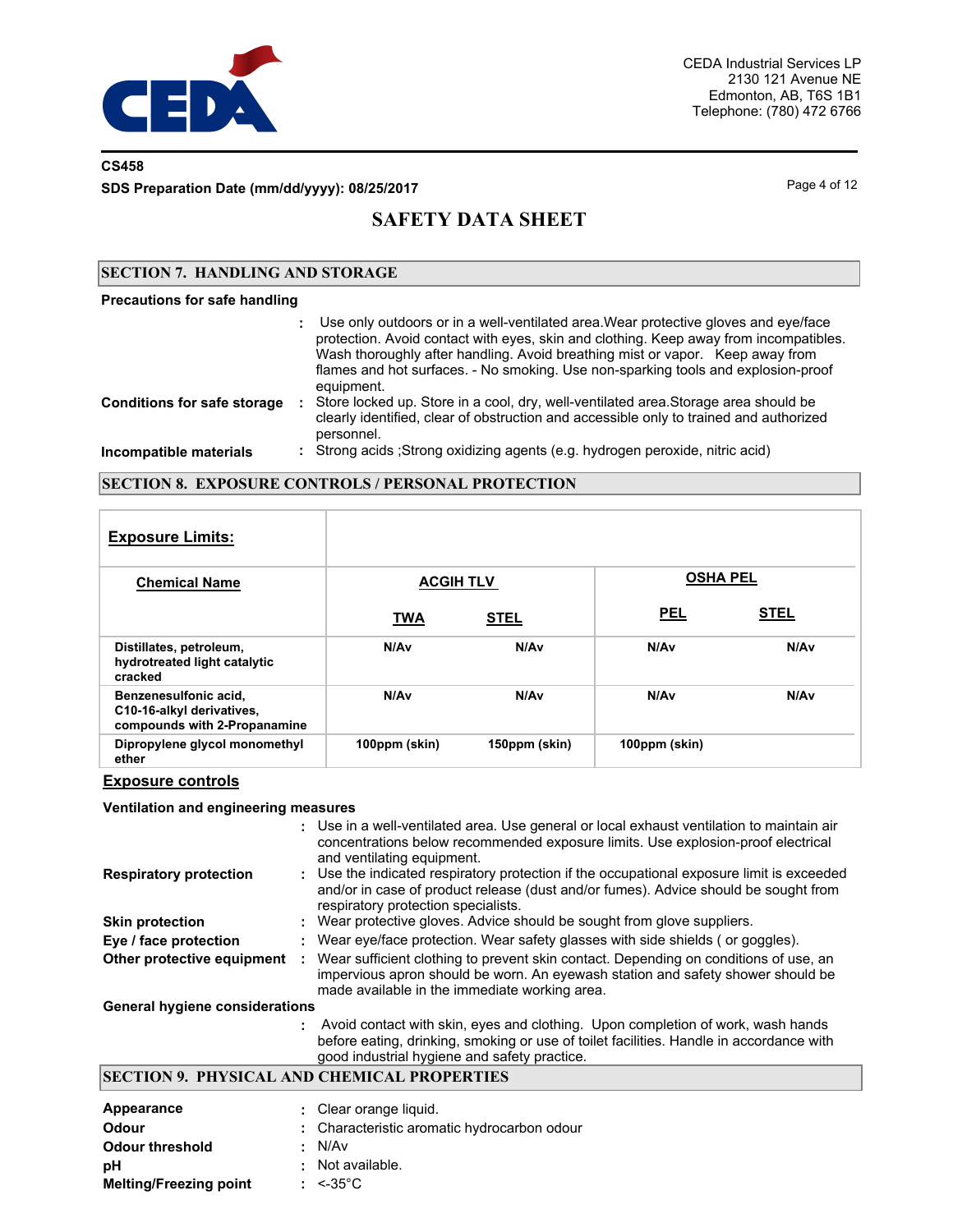CS458

SDS Preparation Date (mm/dd/yyyy): 08/25/2017

# SAFETY DATA SHEET

## SECTION 7. HANDLING AND STORAGE

**Precautions for safe handling**

: Use only outdoors or in a well-ventilated area.Wear protective gloves and eye/face protection. Avoid contact with eyes, skin and clothing. Keep away from incompatibles. Wash thoroughly after handling. Avoid breathing mist or vapor. Keep away from flames and hot surfaces. - No smoking. Use non-sparking tools and explosion-proof equipment.

**Conditions for safe storage** : Store locked up. Store in a cool, dry, well-ventilated area.Storage area should be clearly identified, clear of obstruction and accessible only to trained and authorized personnel.

**Incompatible materials** : Strong acids ;Strong oxidizing agents (e.g. hydrogen peroxide, nitric acid)

## SECTION 8. EXPOSURE CONTROLS / PERSONAL PROTECTION

**Exposure Limits:**

| Chemical Name | ACGIH TLV | | OSHA PEL | |
|---|---|---|---|---|
| | TWA | STEL | PEL | STEL |
| Distillates, petroleum, hydrotreated light catalytic cracked | N/Av | N/Av | N/Av | N/Av |
| Benzenesulfonic acid, C10-16-alkyl derivatives, compounds with 2-Propanamine | N/Av | N/Av | N/Av | N/Av |
| Dipropylene glycol monomethyl ether | 100ppm (skin) | 150ppm (skin) | 100ppm (skin) | |

**Exposure controls**

**Ventilation and engineering measures**

: Use in a well-ventilated area. Use general or local exhaust ventilation to maintain air concentrations below recommended exposure limits. Use explosion-proof electrical and ventilating equipment.

**Respiratory protection** : Use the indicated respiratory protection if the occupational exposure limit is exceeded and/or in case of product release (dust and/or fumes). Advice should be sought from respiratory protection specialists.

**Skin protection** : Wear protective gloves. Advice should be sought from glove suppliers.

**Eye / face protection** : Wear eye/face protection. Wear safety glasses with side shields ( or goggles).

**Other protective equipment** : Wear sufficient clothing to prevent skin contact. Depending on conditions of use, an impervious apron should be worn. An eyewash station and safety shower should be made available in the immediate working area.

**General hygiene considerations**

: Avoid contact with skin, eyes and clothing. Upon completion of work, wash hands before eating, drinking, smoking or use of toilet facilities. Handle in accordance with good industrial hygiene and safety practice.

## SECTION 9. PHYSICAL AND CHEMICAL PROPERTIES

**Appearance** : Clear orange liquid.

**Odour** : Characteristic aromatic hydrocarbon odour

**Odour threshold** : N/Av

**pH** : Not available.

**Melting/Freezing point** : <-35°C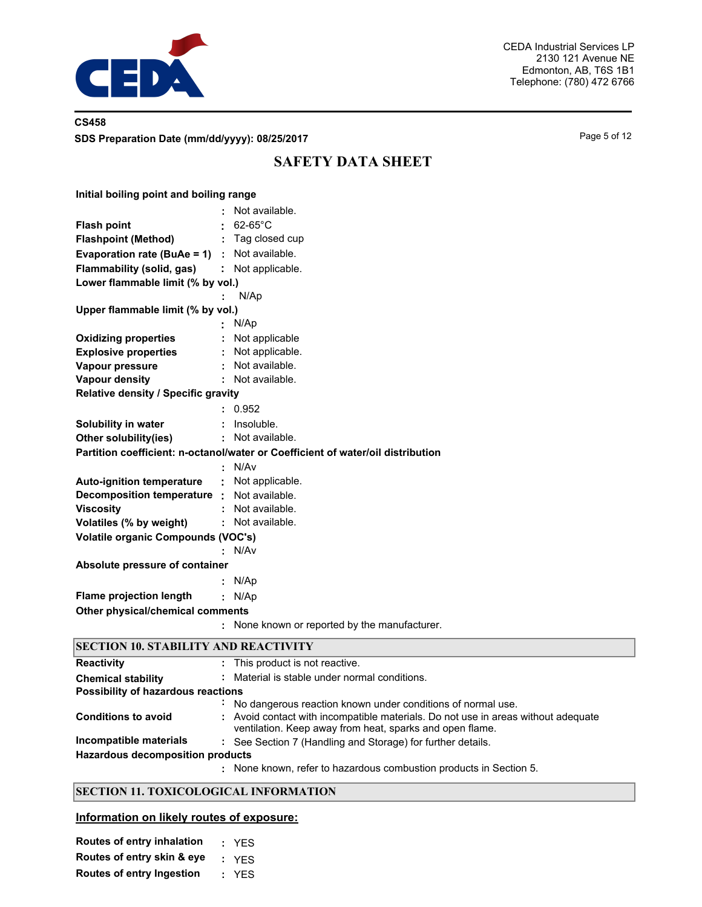| | | |
|---|---|---|
| **Initial boiling point and boiling range** | : | Not available. |
| **Flash point** | : | 62-65°C |
| **Flashpoint (Method)** | : | Tag closed cup |
| **Evaporation rate (BuAe = 1)** | : | Not available. |
| **Flammability (solid, gas)** | : | Not applicable. |
| **Lower flammable limit (% by vol.)** | : | N/Ap |
| **Upper flammable limit (% by vol.)** | : | N/Ap |
| **Oxidizing properties** | : | Not applicable |
| **Explosive properties** | : | Not applicable. |
| **Vapour pressure** | : | Not available. |
| **Vapour density** | : | Not available. |
| **Relative density / Specific gravity** | : | 0.952 |
| **Solubility in water** | : | Insoluble. |
| **Other solubility(ies)** | : | Not available. |
| **Partition coefficient: n-octanol/water or Coefficient of water/oil distribution** | : | N/Av |
| **Auto-ignition temperature** | : | Not applicable. |
| **Decomposition temperature** | : | Not available. |
| **Viscosity** | : | Not available. |
| **Volatiles (% by weight)** | : | Not available. |
| **Volatile organic Compounds (VOC's)** | : | N/Av |
| **Absolute pressure of container** | : | N/Ap |
| **Flame projection length** | : | N/Ap |
| **Other physical/chemical comments** | : | None known or reported by the manufacturer. |

## SECTION 10. STABILITY AND REACTIVITY

| | | |
|---|---|---|
| **Reactivity** | : | This product is not reactive. |
| **Chemical stability** | : | Material is stable under normal conditions. |
| **Possibility of hazardous reactions** | : | No dangerous reaction known under conditions of normal use. |
| **Conditions to avoid** | : | Avoid contact with incompatible materials. Do not use in areas without adequate ventilation. Keep away from heat, sparks and open flame. |
| **Incompatible materials** | : | See Section 7 (Handling and Storage) for further details. |
| **Hazardous decomposition products** | : | None known, refer to hazardous combustion products in Section 5. |

## SECTION 11. TOXICOLOGICAL INFORMATION

### Information on likely routes of exposure:

| | | |
|---|---|---|
| **Routes of entry inhalation** | : | YES |
| **Routes of entry skin & eye** | : | YES |
| **Routes of entry Ingestion** | : | YES |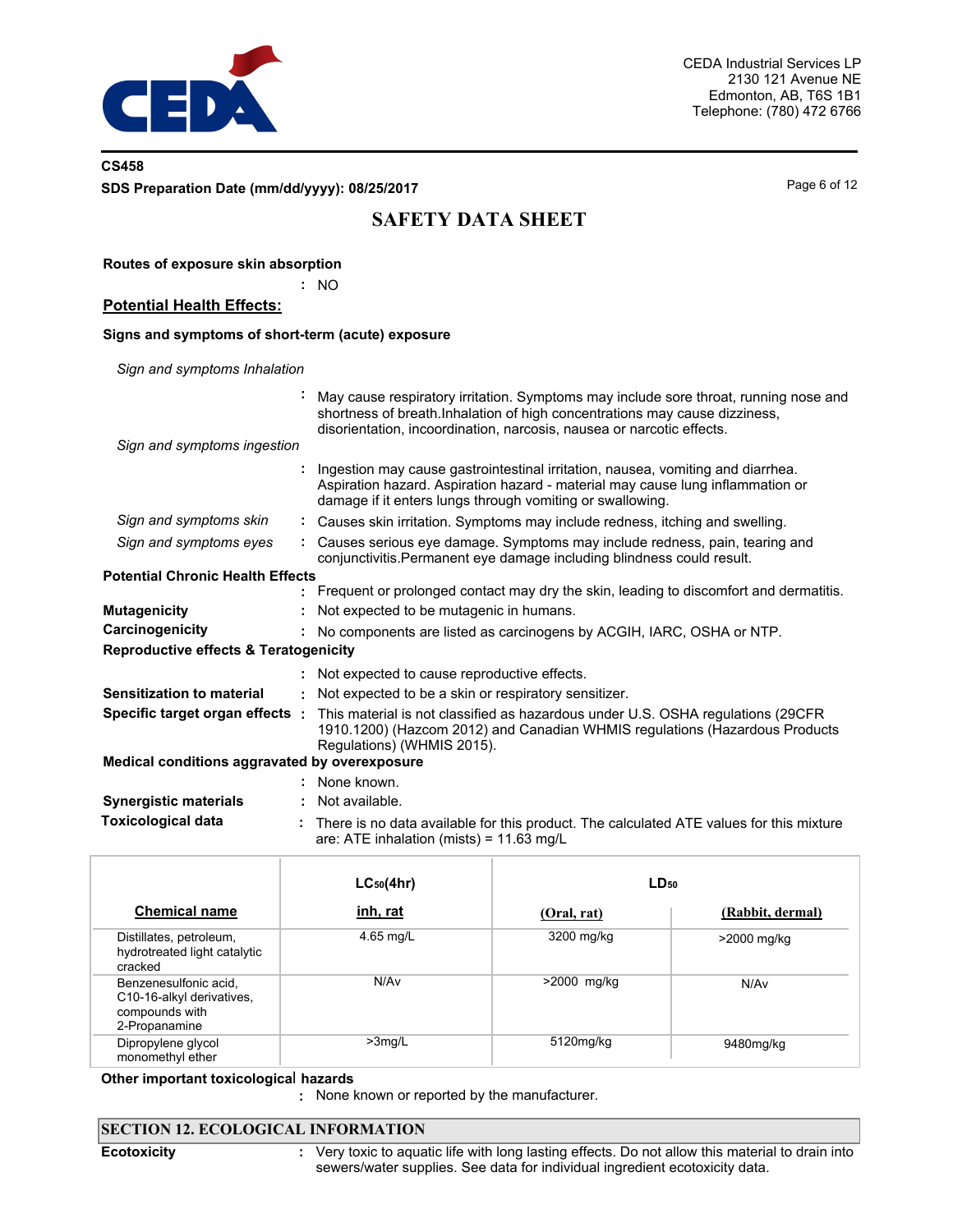**Routes of exposure skin absorption**

: NO

## Potential Health Effects:

**Signs and symptoms of short-term (acute) exposure**

*Sign and symptoms Inhalation*

: May cause respiratory irritation. Symptoms may include sore throat, running nose and shortness of breath.Inhalation of high concentrations may cause dizziness, disorientation, incoordination, narcosis, nausea or narcotic effects.

*Sign and symptoms ingestion*

: Ingestion may cause gastrointestinal irritation, nausea, vomiting and diarrhea. Aspiration hazard. Aspiration hazard - material may cause lung inflammation or damage if it enters lungs through vomiting or swallowing.

*Sign and symptoms skin* : Causes skin irritation. Symptoms may include redness, itching and swelling.

*Sign and symptoms eyes* : Causes serious eye damage. Symptoms may include redness, pain, tearing and conjunctivitis.Permanent eye damage including blindness could result.

**Potential Chronic Health Effects**

: Frequent or prolonged contact may dry the skin, leading to discomfort and dermatitis.

**Mutagenicity** : Not expected to be mutagenic in humans.

**Carcinogenicity** : No components are listed as carcinogens by ACGIH, IARC, OSHA or NTP.

**Reproductive effects & Teratogenicity**

: Not expected to cause reproductive effects.

**Sensitization to material** : Not expected to be a skin or respiratory sensitizer.

**Specific target organ effects** : This material is not classified as hazardous under U.S. OSHA regulations (29CFR 1910.1200) (Hazcom 2012) and Canadian WHMIS regulations (Hazardous Products Regulations) (WHMIS 2015).

**Medical conditions aggravated by overexposure**

: None known.

**Synergistic materials** : Not available.

**Toxicological data** : There is no data available for this product. The calculated ATE values for this mixture are: ATE inhalation (mists) = 11.63 mg/L

| Chemical name | $LC_{50}$(4hr) inh, rat | $LD_{50}$ (Oral, rat) | $LD_{50}$ (Rabbit, dermal) |
|---|---|---|---|
| Distillates, petroleum, hydrotreated light catalytic cracked | 4.65 mg/L | 3200 mg/kg | >2000 mg/kg |
| Benzenesulfonic acid, C10-16-alkyl derivatives, compounds with 2-Propanamine | N/Av | >2000 mg/kg | N/Av |
| Dipropylene glycol monomethyl ether | >3mg/L | 5120mg/kg | 9480mg/kg |

**Other important toxicological hazards**

: None known or reported by the manufacturer.

## SECTION 12. ECOLOGICAL INFORMATION

**Ecotoxicity** : Very toxic to aquatic life with long lasting effects. Do not allow this material to drain into sewers/water supplies. See data for individual ingredient ecotoxicity data.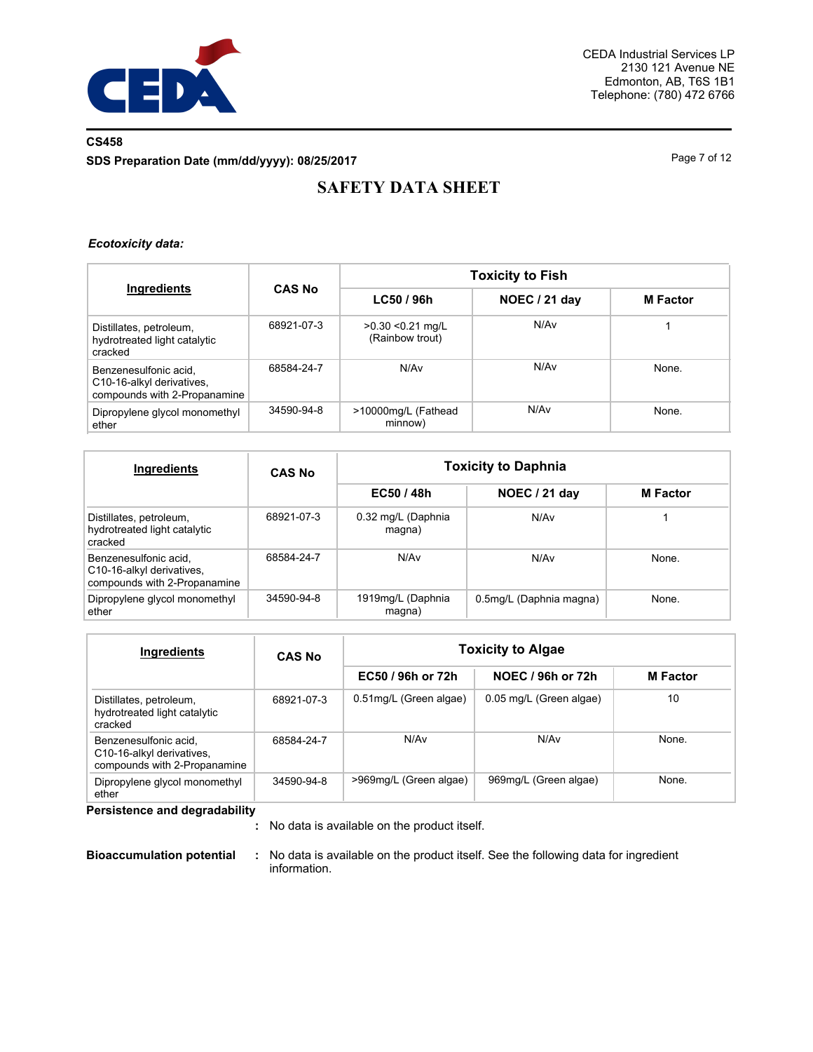***Ecotoxicity data:***

| Ingredients | CAS No | Toxicity to Fish | | |
|---|---|---|---|---|
| | | LC50 / 96h | NOEC / 21 day | M Factor |
| Distillates, petroleum, hydrotreated light catalytic cracked | 68921-07-3 | >0.30 <0.21 mg/L (Rainbow trout) | N/Av | 1 |
| Benzenesulfonic acid, C10-16-alkyl derivatives, compounds with 2-Propanamine | 68584-24-7 | N/Av | N/Av | None. |
| Dipropylene glycol monomethyl ether | 34590-94-8 | >10000mg/L (Fathead minnow) | N/Av | None. |

| Ingredients | CAS No | Toxicity to Daphnia | | |
|---|---|---|---|---|
| | | EC50 / 48h | NOEC / 21 day | M Factor |
| Distillates, petroleum, hydrotreated light catalytic cracked | 68921-07-3 | 0.32 mg/L (Daphnia magna) | N/Av | 1 |
| Benzenesulfonic acid, C10-16-alkyl derivatives, compounds with 2-Propanamine | 68584-24-7 | N/Av | N/Av | None. |
| Dipropylene glycol monomethyl ether | 34590-94-8 | 1919mg/L (Daphnia magna) | 0.5mg/L (Daphnia magna) | None. |

| Ingredients | CAS No | Toxicity to Algae | | |
|---|---|---|---|---|
| | | EC50 / 96h or 72h | NOEC / 96h or 72h | M Factor |
| Distillates, petroleum, hydrotreated light catalytic cracked | 68921-07-3 | 0.51mg/L (Green algae) | 0.05 mg/L (Green algae) | 10 |
| Benzenesulfonic acid, C10-16-alkyl derivatives, compounds with 2-Propanamine | 68584-24-7 | N/Av | N/Av | None. |
| Dipropylene glycol monomethyl ether | 34590-94-8 | >969mg/L (Green algae) | 969mg/L (Green algae) | None. |

**Persistence and degradability** : No data is available on the product itself.

**Bioaccumulation potential** : No data is available on the product itself. See the following data for ingredient information.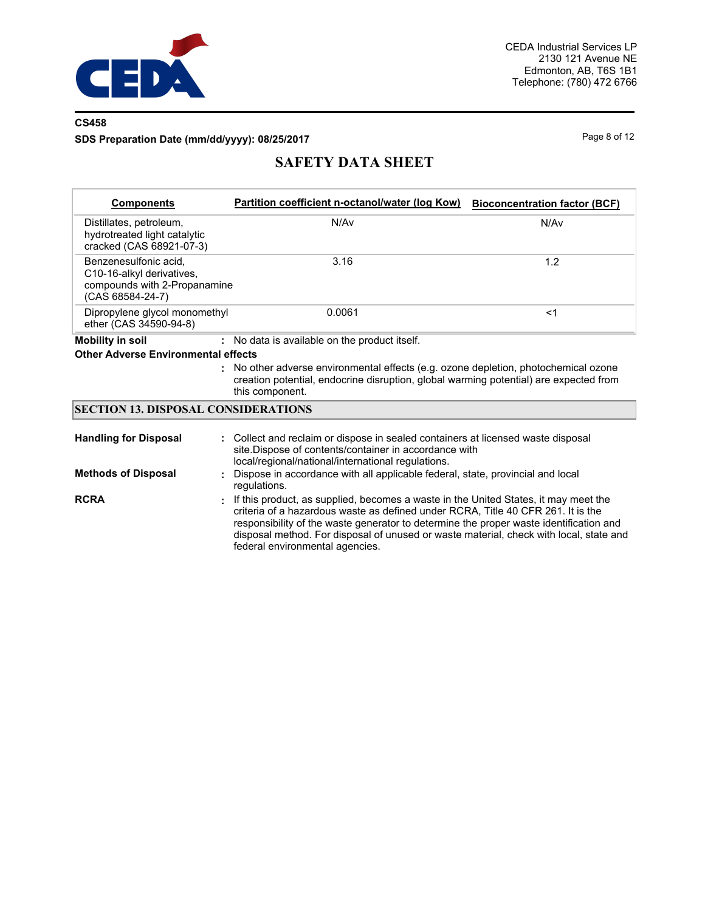| Components | Partition coefficient n-octanol/water (log Kow) | Bioconcentration factor (BCF) |
|---|---|---|
| Distillates, petroleum, hydrotreated light catalytic cracked (CAS 68921-07-3) | N/Av | N/Av |
| Benzenesulfonic acid, C10-16-alkyl derivatives, compounds with 2-Propanamine (CAS 68584-24-7) | 3.16 | 1.2 |
| Dipropylene glycol monomethyl ether (CAS 34590-94-8) | 0.0061 | <1 |

**Mobility in soil** : No data is available on the product itself.

**Other Adverse Environmental effects**

: No other adverse environmental effects (e.g. ozone depletion, photochemical ozone creation potential, endocrine disruption, global warming potential) are expected from this component.

## SECTION 13. DISPOSAL CONSIDERATIONS

**Handling for Disposal** : Collect and reclaim or dispose in sealed containers at licensed waste disposal site.Dispose of contents/container in accordance with local/regional/national/international regulations.

**Methods of Disposal** : Dispose in accordance with all applicable federal, state, provincial and local regulations.

**RCRA** : If this product, as supplied, becomes a waste in the United States, it may meet the criteria of a hazardous waste as defined under RCRA, Title 40 CFR 261. It is the responsibility of the waste generator to determine the proper waste identification and disposal method. For disposal of unused or waste material, check with local, state and federal environmental agencies.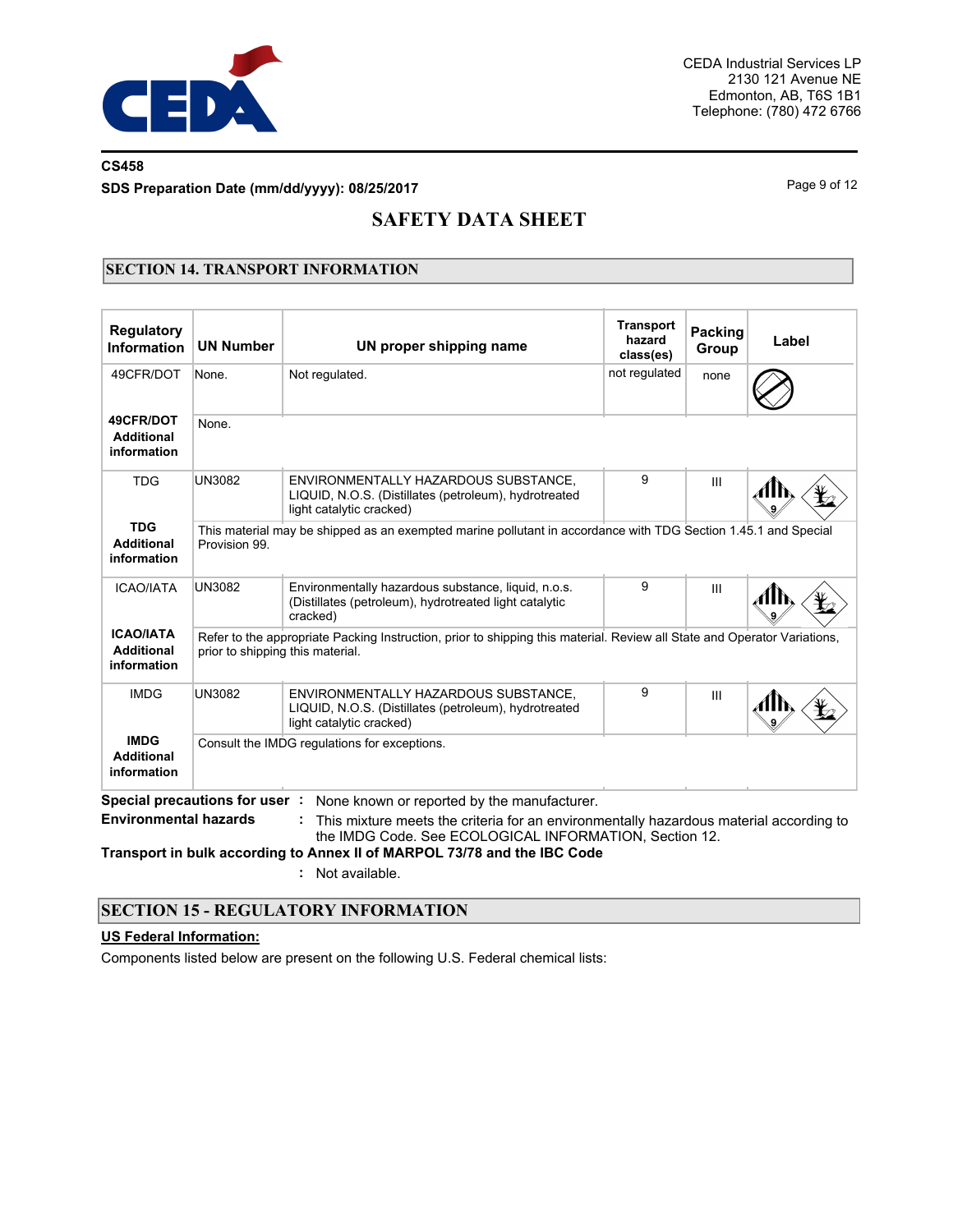## SECTION 14. TRANSPORT INFORMATION

| Regulatory Information | UN Number | UN proper shipping name | Transport hazard class(es) | Packing Group | Label |
|---|---|---|---|---|---|
| 49CFR/DOT | None. | Not regulated. | not regulated | none | |
| 49CFR/DOT Additional information | None. | | | | |
| TDG | UN3082 | ENVIRONMENTALLY HAZARDOUS SUBSTANCE, LIQUID, N.O.S. (Distillates (petroleum), hydrotreated light catalytic cracked) | 9 | III | |
| TDG Additional information | This material may be shipped as an exempted marine pollutant in accordance with TDG Section 1.45.1 and Special Provision 99. | | | | |
| ICAO/IATA | UN3082 | Environmentally hazardous substance, liquid, n.o.s. (Distillates (petroleum), hydrotreated light catalytic cracked) | 9 | III | |
| ICAO/IATA Additional information | Refer to the appropriate Packing Instruction, prior to shipping this material. Review all State and Operator Variations, prior to shipping this material. | | | | |
| IMDG | UN3082 | ENVIRONMENTALLY HAZARDOUS SUBSTANCE, LIQUID, N.O.S. (Distillates (petroleum), hydrotreated light catalytic cracked) | 9 | III | |
| IMDG Additional information | Consult the IMDG regulations for exceptions. | | | | |

**Special precautions for user** : None known or reported by the manufacturer.

**Environmental hazards** : This mixture meets the criteria for an environmentally hazardous material according to the IMDG Code. See ECOLOGICAL INFORMATION, Section 12.

**Transport in bulk according to Annex II of MARPOL 73/78 and the IBC Code**

: Not available.

## SECTION 15 - REGULATORY INFORMATION

**US Federal Information:**

Components listed below are present on the following U.S. Federal chemical lists: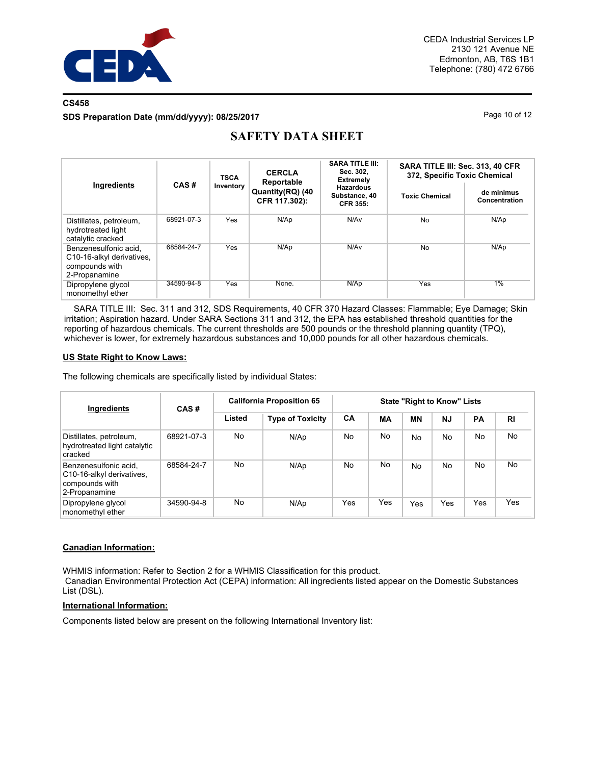# SAFETY DATA SHEET

| Ingredients | CAS # | TSCA Inventory | CERCLA Reportable Quantity(RQ) (40 CFR 117.302): | SARA TITLE III: Sec. 302, Extremely Hazardous Substance, 40 CFR 355: | SARA TITLE III: Sec. 313, 40 CFR 372, Specific Toxic Chemical | |
|---|---|---|---|---|---|---|
| | | | | | Toxic Chemical | de minimus Concentration |
| Distillates, petroleum, hydrotreated light catalytic cracked | 68921-07-3 | Yes | N/Ap | N/Av | No | N/Ap |
| Benzenesulfonic acid, C10-16-alkyl derivatives, compounds with 2-Propanamine | 68584-24-7 | Yes | N/Ap | N/Av | No | N/Ap |
| Dipropylene glycol monomethyl ether | 34590-94-8 | Yes | None. | N/Ap | Yes | 1% |

SARA TITLE III: Sec. 311 and 312, SDS Requirements, 40 CFR 370 Hazard Classes: Flammable; Eye Damage; Skin irritation; Aspiration hazard. Under SARA Sections 311 and 312, the EPA has established threshold quantities for the reporting of hazardous chemicals. The current thresholds are 500 pounds or the threshold planning quantity (TPQ), whichever is lower, for extremely hazardous substances and 10,000 pounds for all other hazardous chemicals.

**US State Right to Know Laws:**

The following chemicals are specifically listed by individual States:

| Ingredients | CAS # | California Proposition 65 | | State "Right to Know" Lists | | | | | |
|---|---|---|---|---|---|---|---|---|---|
| | | Listed | Type of Toxicity | CA | MA | MN | NJ | PA | RI |
| Distillates, petroleum, hydrotreated light catalytic cracked | 68921-07-3 | No | N/Ap | No | No | No | No | No | No |
| Benzenesulfonic acid, C10-16-alkyl derivatives, compounds with 2-Propanamine | 68584-24-7 | No | N/Ap | No | No | No | No | No | No |
| Dipropylene glycol monomethyl ether | 34590-94-8 | No | N/Ap | Yes | Yes | Yes | Yes | Yes | Yes |

**Canadian Information:**

WHMIS information: Refer to Section 2 for a WHMIS Classification for this product.
Canadian Environmental Protection Act (CEPA) information: All ingredients listed appear on the Domestic Substances List (DSL).

**International Information:**

Components listed below are present on the following International Inventory list: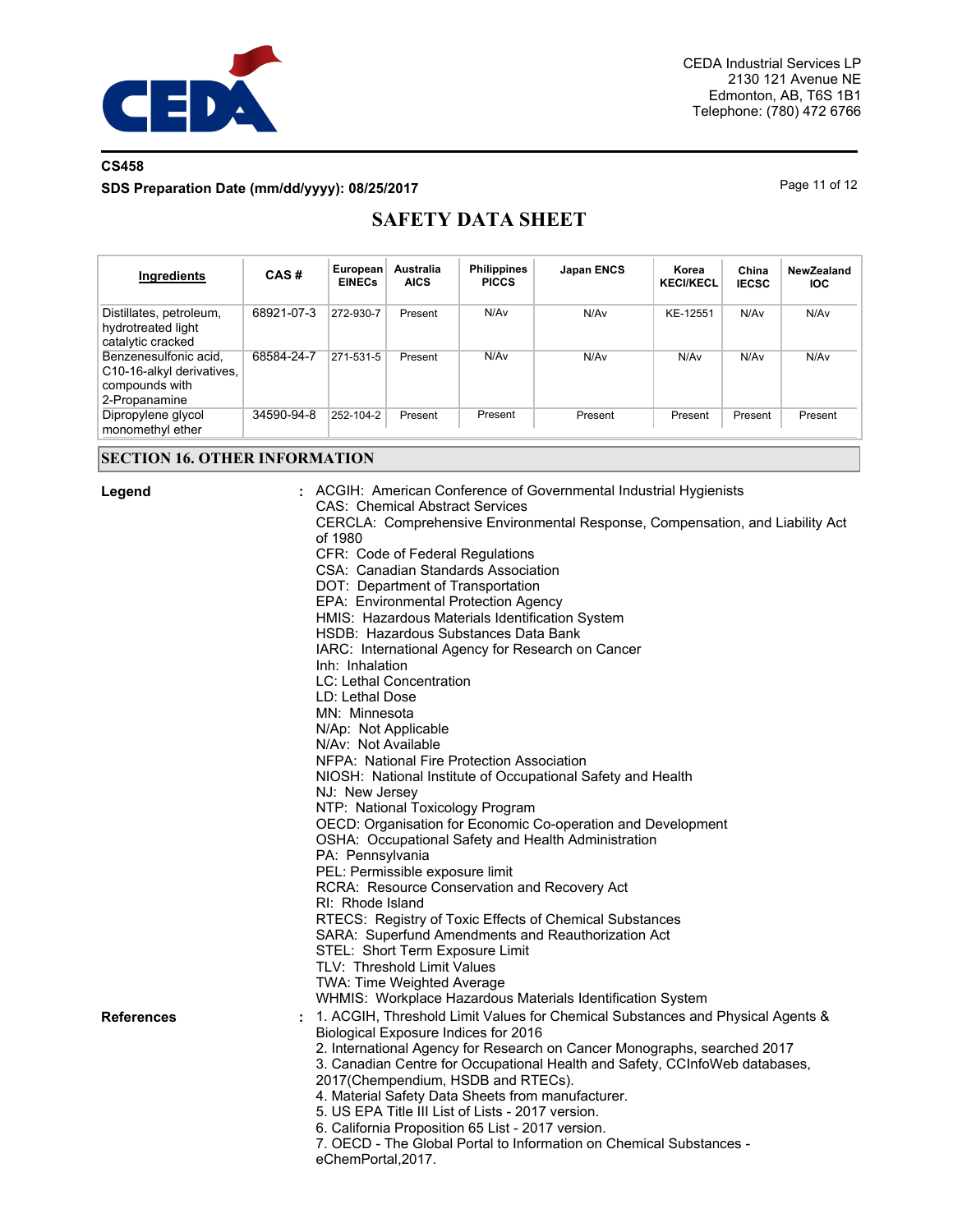CEDA Industrial Services LP
2130 121 Avenue NE
Edmonton, AB, T6S 1B1
Telephone: (780) 472 6766

**CS458**

**SDS Preparation Date (mm/dd/yyyy): 08/25/2017**

# SAFETY DATA SHEET

| Ingredients | CAS # | European EINECs | Australia AICS | Philippines PICCS | Japan ENCS | Korea KECI/KECL | China IECSC | NewZealand IOC |
|---|---|---|---|---|---|---|---|---|
| Distillates, petroleum, hydrotreated light catalytic cracked | 68921-07-3 | 272-930-7 | Present | N/Av | N/Av | KE-12551 | N/Av | N/Av |
| Benzenesulfonic acid, C10-16-alkyl derivatives, compounds with 2-Propanamine | 68584-24-7 | 271-531-5 | Present | N/Av | N/Av | N/Av | N/Av | N/Av |
| Dipropylene glycol monomethyl ether | 34590-94-8 | 252-104-2 | Present | Present | Present | Present | Present | Present |

## SECTION 16. OTHER INFORMATION

**Legend** :

ACGIH: American Conference of Governmental Industrial Hygienists
CAS: Chemical Abstract Services
CERCLA: Comprehensive Environmental Response, Compensation, and Liability Act of 1980
CFR: Code of Federal Regulations
CSA: Canadian Standards Association
DOT: Department of Transportation
EPA: Environmental Protection Agency
HMIS: Hazardous Materials Identification System
HSDB: Hazardous Substances Data Bank
IARC: International Agency for Research on Cancer
Inh: Inhalation
LC: Lethal Concentration
LD: Lethal Dose
MN: Minnesota
N/Ap: Not Applicable
N/Av: Not Available
NFPA: National Fire Protection Association
NIOSH: National Institute of Occupational Safety and Health
NJ: New Jersey
NTP: National Toxicology Program
OECD: Organisation for Economic Co-operation and Development
OSHA: Occupational Safety and Health Administration
PA: Pennsylvania
PEL: Permissible exposure limit
RCRA: Resource Conservation and Recovery Act
RI: Rhode Island
RTECS: Registry of Toxic Effects of Chemical Substances
SARA: Superfund Amendments and Reauthorization Act
STEL: Short Term Exposure Limit
TLV: Threshold Limit Values
TWA: Time Weighted Average
WHMIS: Workplace Hazardous Materials Identification System

**References** :

1. ACGIH, Threshold Limit Values for Chemical Substances and Physical Agents & Biological Exposure Indices for 2016
2. International Agency for Research on Cancer Monographs, searched 2017
3. Canadian Centre for Occupational Health and Safety, CCInfoWeb databases, 2017(Chempendium, HSDB and RTECs).
4. Material Safety Data Sheets from manufacturer.
5. US EPA Title III List of Lists - 2017 version.
6. California Proposition 65 List - 2017 version.
7. OECD - The Global Portal to Information on Chemical Substances - eChemPortal,2017.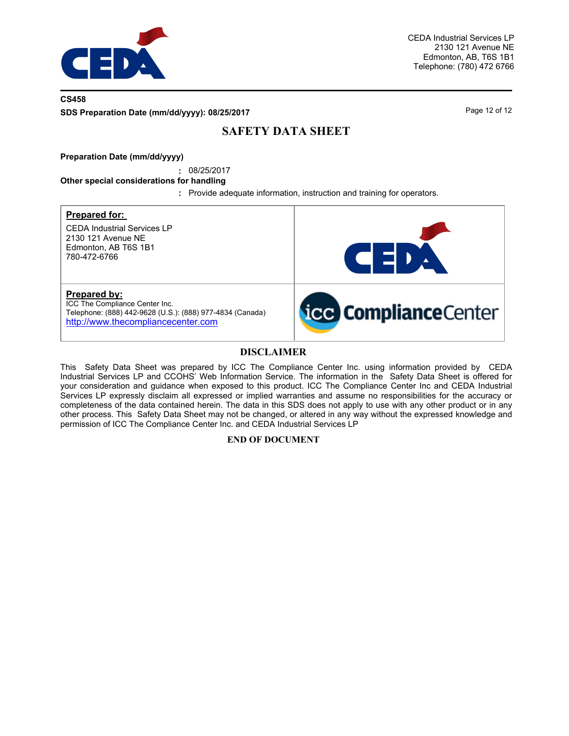**Preparation Date (mm/dd/yyyy)**

: 08/25/2017

**Other special considerations for handling**

: Provide adequate information, instruction and training for operators.

| | |
|---|---|
| **Prepared for:**<br>CEDA Industrial Services LP<br>2130 121 Avenue NE<br>Edmonton, AB T6S 1B1<br>780-472-6766 | |
| **Prepared by:**<br>ICC The Compliance Center Inc.<br>Telephone: (888) 442-9628 (U.S.): (888) 977-4834 (Canada)<br>http://www.thecompliancecenter.com | |

## DISCLAIMER

This Safety Data Sheet was prepared by ICC The Compliance Center Inc. using information provided by CEDA Industrial Services LP and CCOHS' Web Information Service. The information in the Safety Data Sheet is offered for your consideration and guidance when exposed to this product. ICC The Compliance Center Inc and CEDA Industrial Services LP expressly disclaim all expressed or implied warranties and assume no responsibilities for the accuracy or completeness of the data contained herein. The data in this SDS does not apply to use with any other product or in any other process. This Safety Data Sheet may not be changed, or altered in any way without the expressed knowledge and permission of ICC The Compliance Center Inc. and CEDA Industrial Services LP

**END OF DOCUMENT**